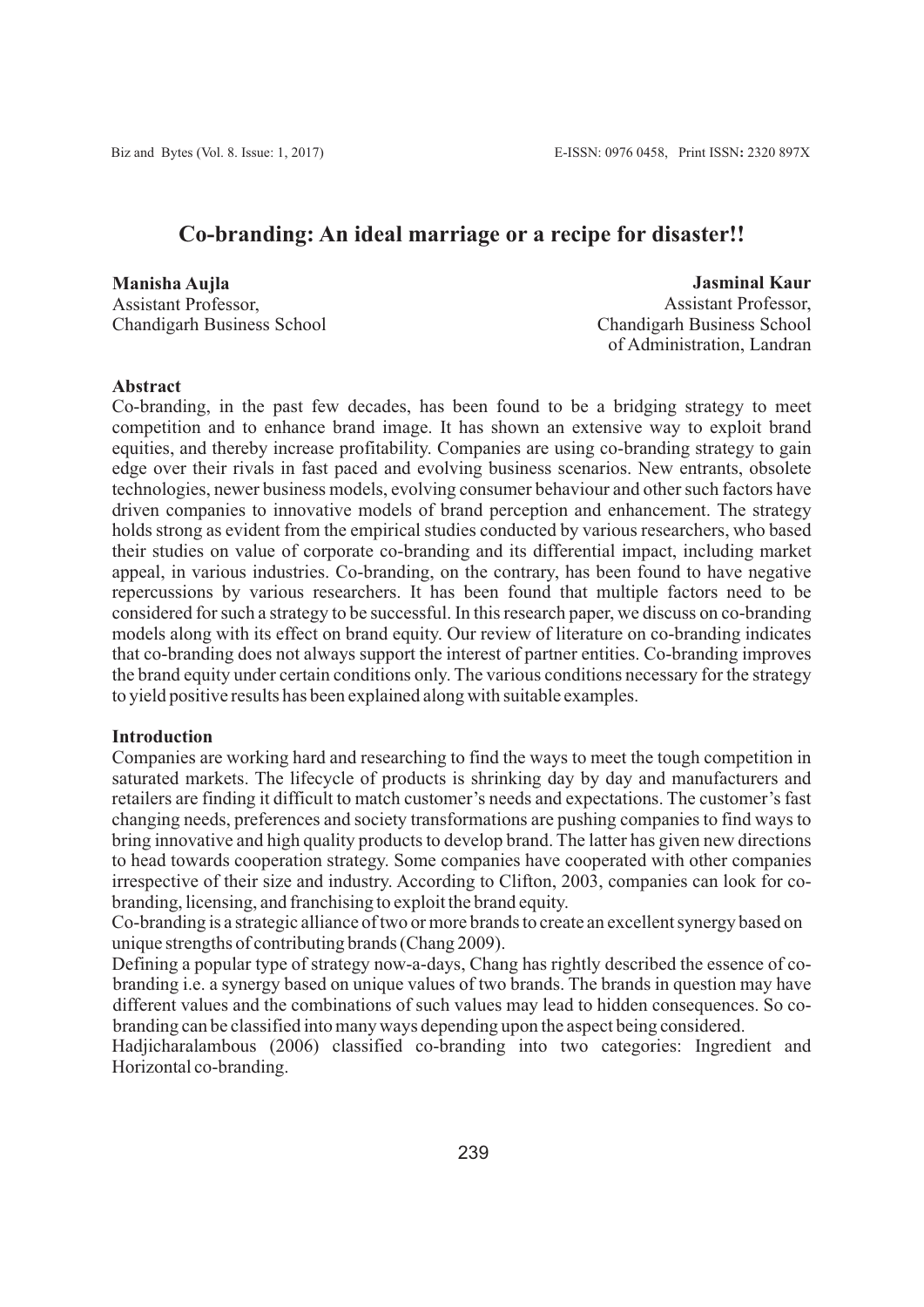# Co-branding: An ideal marriage or a recipe for disaster!!

**Manisha Aujla**
Assistant Professor,
Chandigarh Business School

**Jasminal Kaur**
Assistant Professor,
Chandigarh Business School of Administration, Landran

## Abstract

Co-branding, in the past few decades, has been found to be a bridging strategy to meet competition and to enhance brand image. It has shown an extensive way to exploit brand equities, and thereby increase profitability. Companies are using co-branding strategy to gain edge over their rivals in fast paced and evolving business scenarios. New entrants, obsolete technologies, newer business models, evolving consumer behaviour and other such factors have driven companies to innovative models of brand perception and enhancement. The strategy holds strong as evident from the empirical studies conducted by various researchers, who based their studies on value of corporate co-branding and its differential impact, including market appeal, in various industries. Co-branding, on the contrary, has been found to have negative repercussions by various researchers. It has been found that multiple factors need to be considered for such a strategy to be successful. In this research paper, we discuss on co-branding models along with its effect on brand equity. Our review of literature on co-branding indicates that co-branding does not always support the interest of partner entities. Co-branding improves the brand equity under certain conditions only. The various conditions necessary for the strategy to yield positive results has been explained along with suitable examples.

## Introduction

Companies are working hard and researching to find the ways to meet the tough competition in saturated markets. The lifecycle of products is shrinking day by day and manufacturers and retailers are finding it difficult to match customer's needs and expectations. The customer's fast changing needs, preferences and society transformations are pushing companies to find ways to bring innovative and high quality products to develop brand. The latter has given new directions to head towards cooperation strategy. Some companies have cooperated with other companies irrespective of their size and industry. According to Clifton, 2003, companies can look for co-branding, licensing, and franchising to exploit the brand equity.

Co-branding is a strategic alliance of two or more brands to create an excellent synergy based on unique strengths of contributing brands (Chang 2009).

Defining a popular type of strategy now-a-days, Chang has rightly described the essence of co-branding i.e. a synergy based on unique values of two brands. The brands in question may have different values and the combinations of such values may lead to hidden consequences. So co-branding can be classified into many ways depending upon the aspect being considered.

Hadjicharalambous (2006) classified co-branding into two categories: Ingredient and Horizontal co-branding.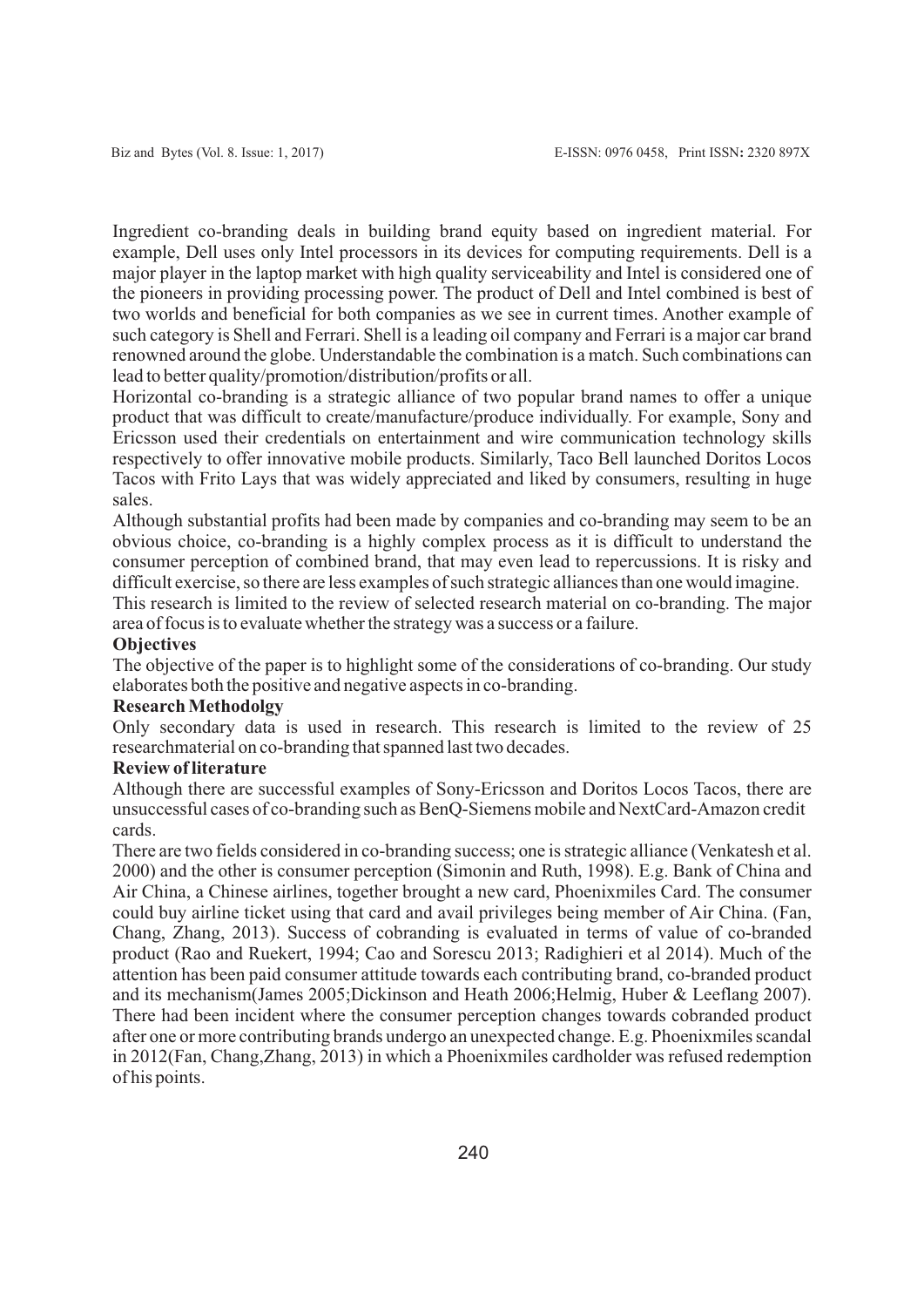Ingredient co-branding deals in building brand equity based on ingredient material. For example, Dell uses only Intel processors in its devices for computing requirements. Dell is a major player in the laptop market with high quality serviceability and Intel is considered one of the pioneers in providing processing power. The product of Dell and Intel combined is best of two worlds and beneficial for both companies as we see in current times. Another example of such category is Shell and Ferrari. Shell is a leading oil company and Ferrari is a major car brand renowned around the globe. Understandable the combination is a match. Such combinations can lead to better quality/promotion/distribution/profits or all.

Horizontal co-branding is a strategic alliance of two popular brand names to offer a unique product that was difficult to create/manufacture/produce individually. For example, Sony and Ericsson used their credentials on entertainment and wire communication technology skills respectively to offer innovative mobile products. Similarly, Taco Bell launched Doritos Locos Tacos with Frito Lays that was widely appreciated and liked by consumers, resulting in huge sales.

Although substantial profits had been made by companies and co-branding may seem to be an obvious choice, co-branding is a highly complex process as it is difficult to understand the consumer perception of combined brand, that may even lead to repercussions. It is risky and difficult exercise, so there are less examples of such strategic alliances than one would imagine.

This research is limited to the review of selected research material on co-branding. The major area of focus is to evaluate whether the strategy was a success or a failure.

**Objectives**

The objective of the paper is to highlight some of the considerations of co-branding. Our study elaborates both the positive and negative aspects in co-branding.

**Research Methodolgy**

Only secondary data is used in research. This research is limited to the review of 25 researchmaterial on co-branding that spanned last two decades.

**Review of literature**

Although there are successful examples of Sony-Ericsson and Doritos Locos Tacos, there are unsuccessful cases of co-branding such as BenQ-Siemens mobile and NextCard-Amazon credit cards.

There are two fields considered in co-branding success; one is strategic alliance (Venkatesh et al. 2000) and the other is consumer perception (Simonin and Ruth, 1998). E.g. Bank of China and Air China, a Chinese airlines, together brought a new card, Phoenixmiles Card. The consumer could buy airline ticket using that card and avail privileges being member of Air China. (Fan, Chang, Zhang, 2013). Success of cobranding is evaluated in terms of value of co-branded product (Rao and Ruekert, 1994; Cao and Sorescu 2013; Radighieri et al 2014). Much of the attention has been paid consumer attitude towards each contributing brand, co-branded product and its mechanism(James 2005;Dickinson and Heath 2006;Helmig, Huber & Leeflang 2007). There had been incident where the consumer perception changes towards cobranded product after one or more contributing brands undergo an unexpected change. E.g. Phoenixmiles scandal in 2012(Fan, Chang,Zhang, 2013) in which a Phoenixmiles cardholder was refused redemption of his points.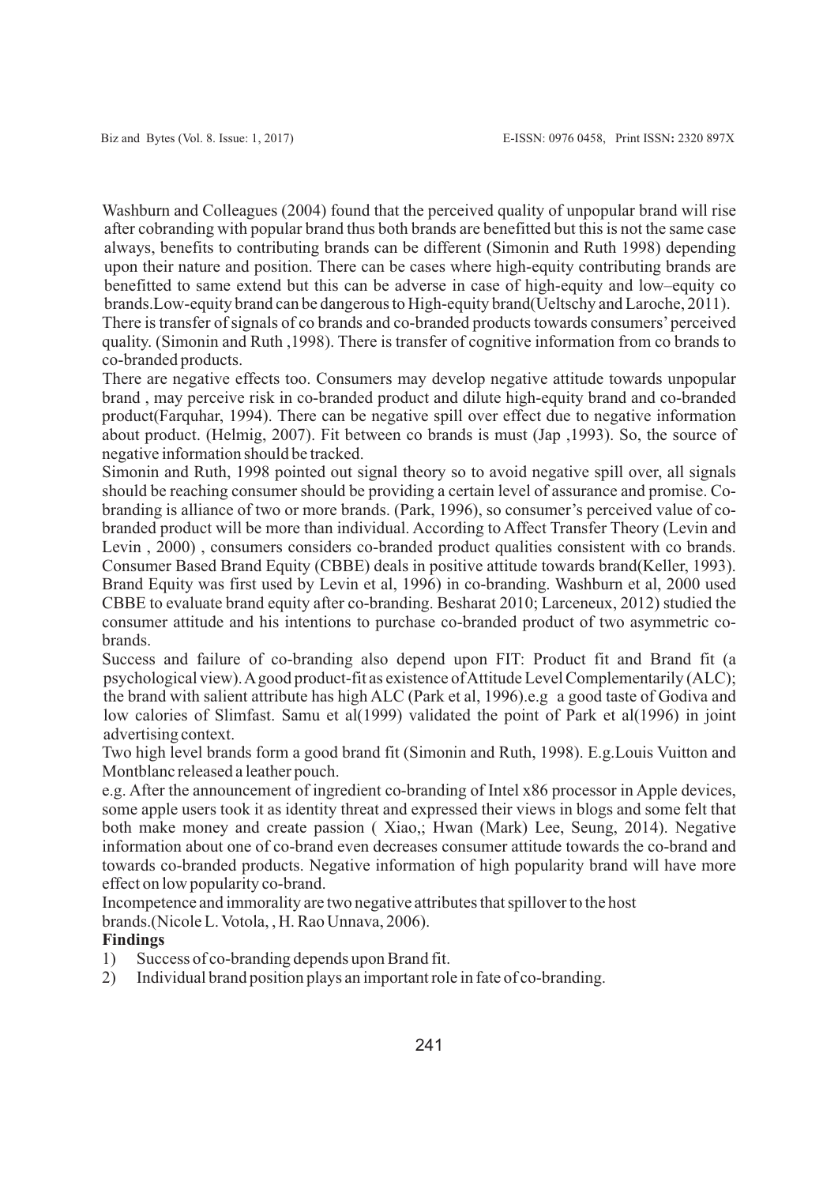Washburn and Colleagues (2004) found that the perceived quality of unpopular brand will rise after cobranding with popular brand thus both brands are benefitted but this is not the same case always, benefits to contributing brands can be different (Simonin and Ruth 1998) depending upon their nature and position. There can be cases where high-equity contributing brands are benefitted to same extend but this can be adverse in case of high-equity and low–equity co brands.Low-equity brand can be dangerous to High-equity brand(Ueltschy and Laroche, 2011).

There is transfer of signals of co brands and co-branded products towards consumers' perceived quality. (Simonin and Ruth ,1998). There is transfer of cognitive information from co brands to co-branded products.

There are negative effects too. Consumers may develop negative attitude towards unpopular brand , may perceive risk in co-branded product and dilute high-equity brand and co-branded product(Farquhar, 1994). There can be negative spill over effect due to negative information about product. (Helmig, 2007). Fit between co brands is must (Jap ,1993). So, the source of negative information should be tracked.

Simonin and Ruth, 1998 pointed out signal theory so to avoid negative spill over, all signals should be reaching consumer should be providing a certain level of assurance and promise. Co-branding is alliance of two or more brands. (Park, 1996), so consumer's perceived value of co-branded product will be more than individual. According to Affect Transfer Theory (Levin and Levin , 2000) , consumers considers co-branded product qualities consistent with co brands. Consumer Based Brand Equity (CBBE) deals in positive attitude towards brand(Keller, 1993). Brand Equity was first used by Levin et al, 1996) in co-branding. Washburn et al, 2000 used CBBE to evaluate brand equity after co-branding. Besharat 2010; Larceneux, 2012) studied the consumer attitude and his intentions to purchase co-branded product of two asymmetric co-brands.

Success and failure of co-branding also depend upon FIT: Product fit and Brand fit (a psychological view). A good product-fit as existence of Attitude Level Complementarily (ALC); the brand with salient attribute has high ALC (Park et al, 1996).e.g a good taste of Godiva and low calories of Slimfast. Samu et al(1999) validated the point of Park et al(1996) in joint advertising context.

Two high level brands form a good brand fit (Simonin and Ruth, 1998). E.g.Louis Vuitton and Montblanc released a leather pouch.

e.g. After the announcement of ingredient co-branding of Intel x86 processor in Apple devices, some apple users took it as identity threat and expressed their views in blogs and some felt that both make money and create passion ( Xiao,; Hwan (Mark) Lee, Seung, 2014). Negative information about one of co-brand even decreases consumer attitude towards the co-brand and towards co-branded products. Negative information of high popularity brand will have more effect on low popularity co-brand.

Incompetence and immorality are two negative attributes that spillover to the host brands.(Nicole L. Votola, , H. Rao Unnava, 2006).

**Findings**

1) Success of co-branding depends upon Brand fit.
2) Individual brand position plays an important role in fate of co-branding.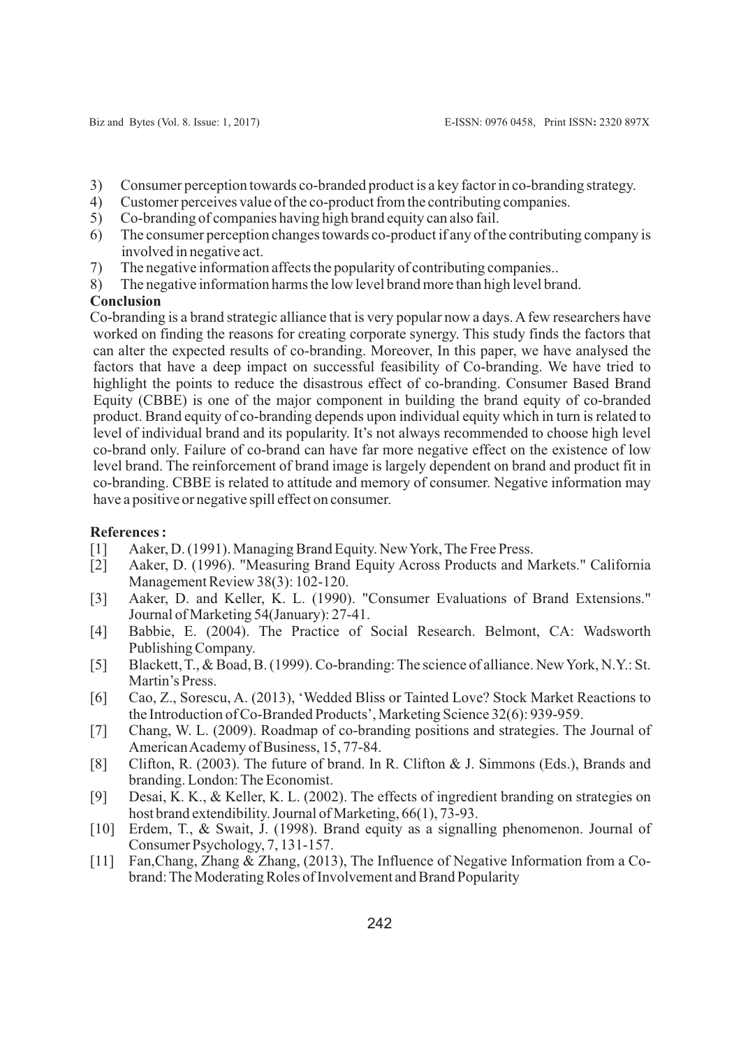3) Consumer perception towards co-branded product is a key factor in co-branding strategy.
4) Customer perceives value of the co-product from the contributing companies.
5) Co-branding of companies having high brand equity can also fail.
6) The consumer perception changes towards co-product if any of the contributing company is involved in negative act.
7) The negative information affects the popularity of contributing companies..
8) The negative information harms the low level brand more than high level brand.

**Conclusion**

Co-branding is a brand strategic alliance that is very popular now a days. A few researchers have worked on finding the reasons for creating corporate synergy. This study finds the factors that can alter the expected results of co-branding. Moreover, In this paper, we have analysed the factors that have a deep impact on successful feasibility of Co-branding. We have tried to highlight the points to reduce the disastrous effect of co-branding. Consumer Based Brand Equity (CBBE) is one of the major component in building the brand equity of co-branded product. Brand equity of co-branding depends upon individual equity which in turn is related to level of individual brand and its popularity. It's not always recommended to choose high level co-brand only. Failure of co-brand can have far more negative effect on the existence of low level brand. The reinforcement of brand image is largely dependent on brand and product fit in co-branding. CBBE is related to attitude and memory of consumer. Negative information may have a positive or negative spill effect on consumer.

**References :**

[1] Aaker, D. (1991). Managing Brand Equity. New York, The Free Press.

[2] Aaker, D. (1996). "Measuring Brand Equity Across Products and Markets." California Management Review 38(3): 102-120.

[3] Aaker, D. and Keller, K. L. (1990). "Consumer Evaluations of Brand Extensions." Journal of Marketing 54(January): 27-41.

[4] Babbie, E. (2004). The Practice of Social Research. Belmont, CA: Wadsworth Publishing Company.

[5] Blackett, T., & Boad, B. (1999). Co-branding: The science of alliance. New York, N.Y.: St. Martin's Press.

[6] Cao, Z., Sorescu, A. (2013), 'Wedded Bliss or Tainted Love? Stock Market Reactions to the Introduction of Co-Branded Products', Marketing Science 32(6): 939-959.

[7] Chang, W. L. (2009). Roadmap of co-branding positions and strategies. The Journal of American Academy of Business, 15, 77-84.

[8] Clifton, R. (2003). The future of brand. In R. Clifton & J. Simmons (Eds.), Brands and branding. London: The Economist.

[9] Desai, K. K., & Keller, K. L. (2002). The effects of ingredient branding on strategies on host brand extendibility. Journal of Marketing, 66(1), 73-93.

[10] Erdem, T., & Swait, J. (1998). Brand equity as a signalling phenomenon. Journal of Consumer Psychology, 7, 131-157.

[11] Fan,Chang, Zhang & Zhang, (2013), The Influence of Negative Information from a Co-brand: The Moderating Roles of Involvement and Brand Popularity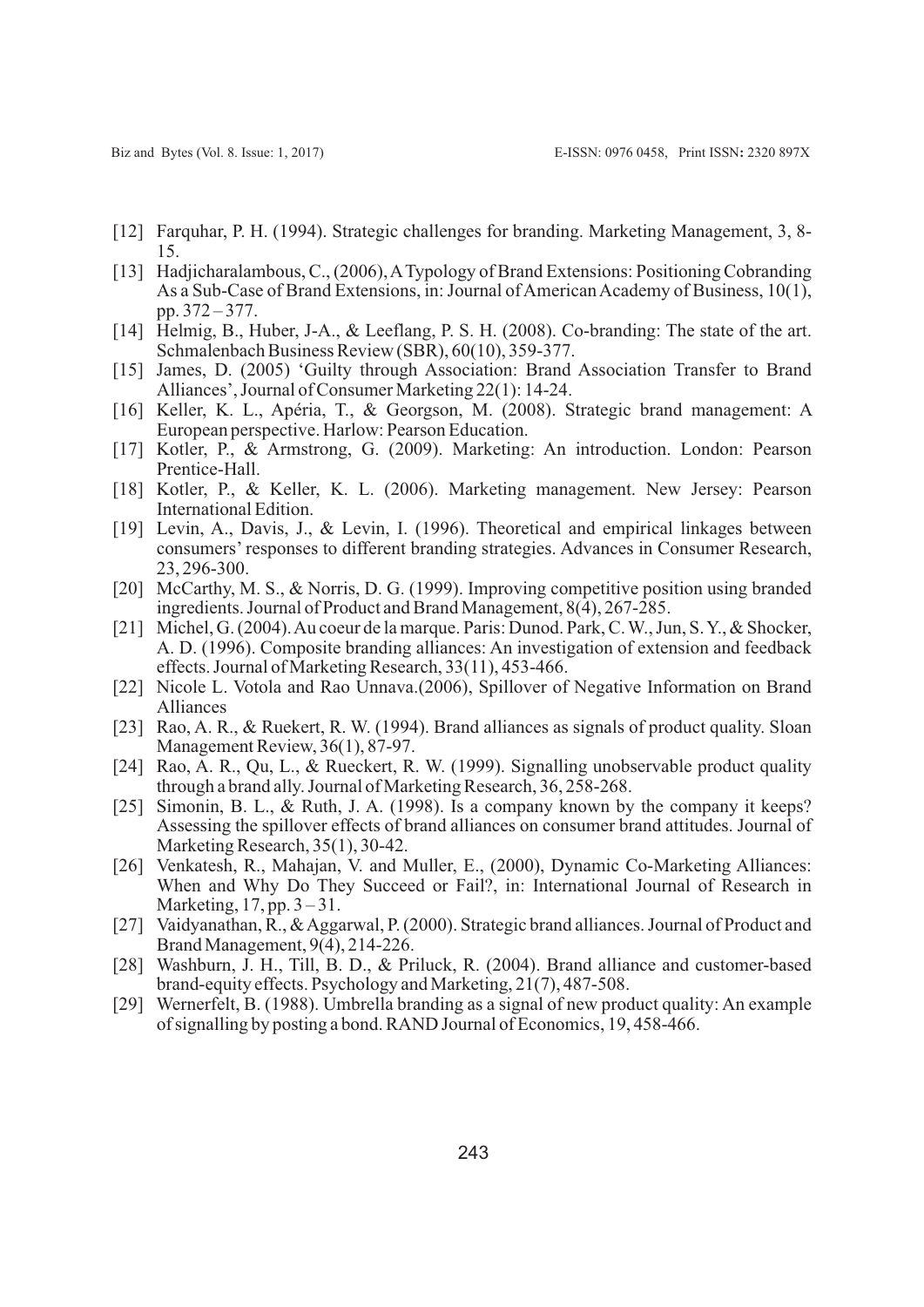[12] Farquhar, P. H. (1994). Strategic challenges for branding. Marketing Management, 3, 8-15.

[13] Hadjicharalambous, C., (2006), A Typology of Brand Extensions: Positioning Cobranding As a Sub-Case of Brand Extensions, in: Journal of American Academy of Business, 10(1), pp. 372 – 377.

[14] Helmig, B., Huber, J-A., & Leeflang, P. S. H. (2008). Co-branding: The state of the art. Schmalenbach Business Review (SBR), 60(10), 359-377.

[15] James, D. (2005) 'Guilty through Association: Brand Association Transfer to Brand Alliances', Journal of Consumer Marketing 22(1): 14-24.

[16] Keller, K. L., Apéria, T., & Georgson, M. (2008). Strategic brand management: A European perspective. Harlow: Pearson Education.

[17] Kotler, P., & Armstrong, G. (2009). Marketing: An introduction. London: Pearson Prentice-Hall.

[18] Kotler, P., & Keller, K. L. (2006). Marketing management. New Jersey: Pearson International Edition.

[19] Levin, A., Davis, J., & Levin, I. (1996). Theoretical and empirical linkages between consumers' responses to different branding strategies. Advances in Consumer Research, 23, 296-300.

[20] McCarthy, M. S., & Norris, D. G. (1999). Improving competitive position using branded ingredients. Journal of Product and Brand Management, 8(4), 267-285.

[21] Michel, G. (2004). Au coeur de la marque. Paris: Dunod. Park, C. W., Jun, S. Y., & Shocker, A. D. (1996). Composite branding alliances: An investigation of extension and feedback effects. Journal of Marketing Research, 33(11), 453-466.

[22] Nicole L. Votola and Rao Unnava.(2006), Spillover of Negative Information on Brand Alliances

[23] Rao, A. R., & Ruekert, R. W. (1994). Brand alliances as signals of product quality. Sloan Management Review, 36(1), 87-97.

[24] Rao, A. R., Qu, L., & Rueckert, R. W. (1999). Signalling unobservable product quality through a brand ally. Journal of Marketing Research, 36, 258-268.

[25] Simonin, B. L., & Ruth, J. A. (1998). Is a company known by the company it keeps? Assessing the spillover effects of brand alliances on consumer brand attitudes. Journal of Marketing Research, 35(1), 30-42.

[26] Venkatesh, R., Mahajan, V. and Muller, E., (2000), Dynamic Co-Marketing Alliances: When and Why Do They Succeed or Fail?, in: International Journal of Research in Marketing, 17, pp. 3 – 31.

[27] Vaidyanathan, R., & Aggarwal, P. (2000). Strategic brand alliances. Journal of Product and Brand Management, 9(4), 214-226.

[28] Washburn, J. H., Till, B. D., & Priluck, R. (2004). Brand alliance and customer-based brand-equity effects. Psychology and Marketing, 21(7), 487-508.

[29] Wernerfelt, B. (1988). Umbrella branding as a signal of new product quality: An example of signalling by posting a bond. RAND Journal of Economics, 19, 458-466.